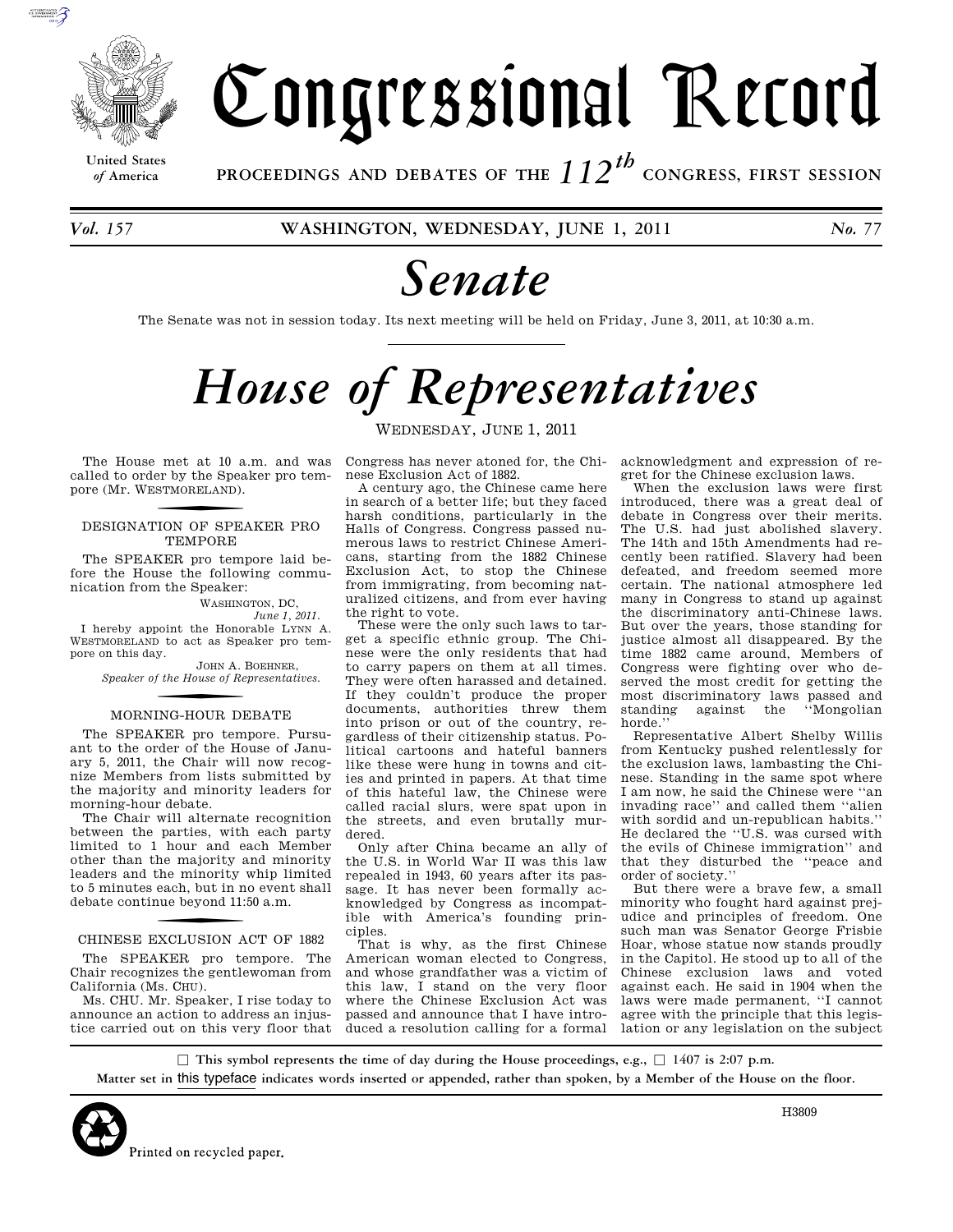# Congressional Record

United States of America

PROCEEDINGS AND DEBATES OF THE 112th CONGRESS, FIRST SESSION

*Vol. 157* WASHINGTON, WEDNESDAY, JUNE 1, 2011 *No. 77*

# *Senate*

The Senate was not in session today. Its next meeting will be held on Friday, June 3, 2011, at 10:30 a.m.

# *House of Representatives*

WEDNESDAY, JUNE 1, 2011

The House met at 10 a.m. and was called to order by the Speaker pro tempore (Mr. WESTMORELAND).

## DESIGNATION OF SPEAKER PRO TEMPORE

The SPEAKER pro tempore laid before the House the following communication from the Speaker:

WASHINGTON, DC,
*June 1, 2011.*

I hereby appoint the Honorable LYNN A. WESTMORELAND to act as Speaker pro tempore on this day.

JOHN A. BOEHNER,
*Speaker of the House of Representatives.*

## MORNING-HOUR DEBATE

The SPEAKER pro tempore. Pursuant to the order of the House of January 5, 2011, the Chair will now recognize Members from lists submitted by the majority and minority leaders for morning-hour debate.

The Chair will alternate recognition between the parties, with each party limited to 1 hour and each Member other than the majority and minority leaders and the minority whip limited to 5 minutes each, but in no event shall debate continue beyond 11:50 a.m.

## CHINESE EXCLUSION ACT OF 1882

The SPEAKER pro tempore. The Chair recognizes the gentlewoman from California (Ms. CHU).

Ms. CHU. Mr. Speaker, I rise today to announce an action to address an injustice carried out on this very floor that Congress has never atoned for, the Chinese Exclusion Act of 1882.

A century ago, the Chinese came here in search of a better life; but they faced harsh conditions, particularly in the Halls of Congress. Congress passed numerous laws to restrict Chinese Americans, starting from the 1882 Chinese Exclusion Act, to stop the Chinese from immigrating, from becoming naturalized citizens, and from ever having the right to vote.

These were the only such laws to target a specific ethnic group. The Chinese were the only residents that had to carry papers on them at all times. They were often harassed and detained. If they couldn't produce the proper documents, authorities threw them into prison or out of the country, regardless of their citizenship status. Political cartoons and hateful banners like these were hung in towns and cities and printed in papers. At that time of this hateful law, the Chinese were called racial slurs, were spat upon in the streets, and even brutally murdered.

Only after China became an ally of the U.S. in World War II was this law repealed in 1943, 60 years after its passage. It has never been formally acknowledged by Congress as incompatible with America's founding principles.

That is why, as the first Chinese American woman elected to Congress, and whose grandfather was a victim of this law, I stand on the very floor where the Chinese Exclusion Act was passed and announce that I have introduced a resolution calling for a formal acknowledgment and expression of regret for the Chinese exclusion laws.

When the exclusion laws were first introduced, there was a great deal of debate in Congress over their merits. The U.S. had just abolished slavery. The 14th and 15th Amendments had recently been ratified. Slavery had been defeated, and freedom seemed more certain. The national atmosphere led many in Congress to stand up against the discriminatory anti-Chinese laws. But over the years, those standing for justice almost all disappeared. By the time 1882 came around, Members of Congress were fighting over who deserved the most credit for getting the most discriminatory laws passed and standing against the "Mongolian horde."

Representative Albert Shelby Willis from Kentucky pushed relentlessly for the exclusion laws, lambasting the Chinese. Standing in the same spot where I am now, he said the Chinese were "an invading race" and called them "alien with sordid and un-republican habits." He declared the "U.S. was cursed with the evils of Chinese immigration" and that they disturbed the "peace and order of society."

But there were a brave few, a small minority who fought hard against prejudice and principles of freedom. One such man was Senator George Frisbie Hoar, whose statue now stands proudly in the Capitol. He stood up to all of the Chinese exclusion laws and voted against each. He said in 1904 when the laws were made permanent, "I cannot agree with the principle that this legislation or any legislation on the subject

☐ This symbol represents the time of day during the House proceedings, e.g., ☐ 1407 is 2:07 p.m.

Matter set in this typeface indicates words inserted or appended, rather than spoken, by a Member of the House on the floor.

Printed on recycled paper.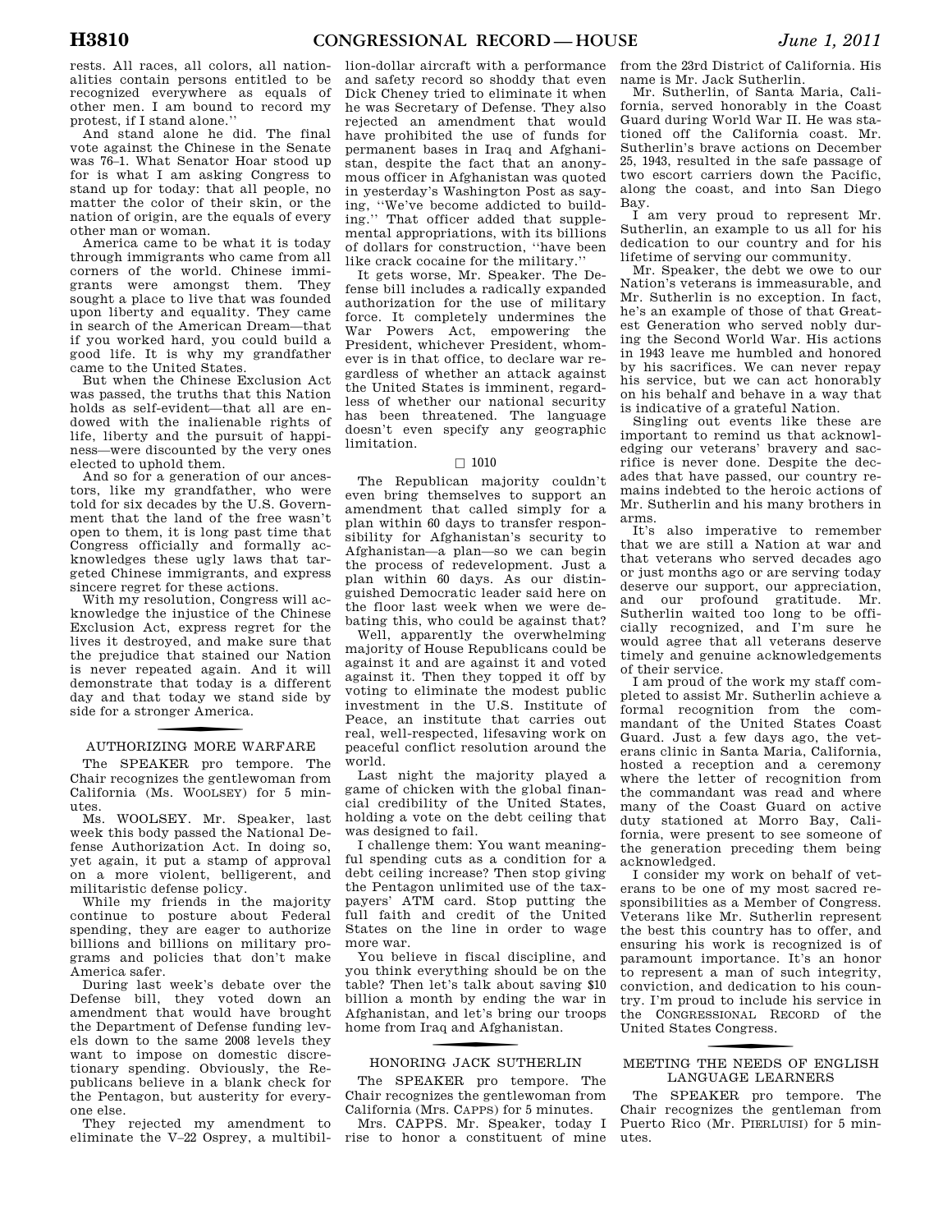rests. All races, all colors, all nationalities contain persons entitled to be recognized everywhere as equals of other men. I am bound to record my protest, if I stand alone.''

And stand alone he did. The final vote against the Chinese in the Senate was 76–1. What Senator Hoar stood up for is what I am asking Congress to stand up for today: that all people, no matter the color of their skin, or the nation of origin, are the equals of every other man or woman.

America came to be what it is today through immigrants who came from all corners of the world. Chinese immigrants were amongst them. They sought a place to live that was founded upon liberty and equality. They came in search of the American Dream—that if you worked hard, you could build a good life. It is why my grandfather came to the United States.

But when the Chinese Exclusion Act was passed, the truths that this Nation holds as self-evident—that all are endowed with the inalienable rights of life, liberty and the pursuit of happiness—were discounted by the very ones elected to uphold them.

And so for a generation of our ancestors, like my grandfather, who were told for six decades by the U.S. Government that the land of the free wasn't open to them, it is long past time that Congress officially and formally acknowledges these ugly laws that targeted Chinese immigrants, and express sincere regret for these actions.

With my resolution, Congress will acknowledge the injustice of the Chinese Exclusion Act, express regret for the lives it destroyed, and make sure that the prejudice that stained our Nation is never repeated again. And it will demonstrate that today is a different day and that today we stand side by side for a stronger America.

## AUTHORIZING MORE WARFARE

The SPEAKER pro tempore. The Chair recognizes the gentlewoman from California (Ms. WOOLSEY) for 5 minutes.

Ms. WOOLSEY. Mr. Speaker, last week this body passed the National Defense Authorization Act. In doing so, yet again, it put a stamp of approval on a more violent, belligerent, and militaristic defense policy.

While my friends in the majority continue to posture about Federal spending, they are eager to authorize billions and billions on military programs and policies that don't make America safer.

During last week's debate over the Defense bill, they voted down an amendment that would have brought the Department of Defense funding levels down to the same 2008 levels they want to impose on domestic discretionary spending. Obviously, the Republicans believe in a blank check for the Pentagon, but austerity for everyone else.

They rejected my amendment to eliminate the V–22 Osprey, a multibillion-dollar aircraft with a performance and safety record so shoddy that even Dick Cheney tried to eliminate it when he was Secretary of Defense. They also rejected an amendment that would have prohibited the use of funds for permanent bases in Iraq and Afghanistan, despite the fact that an anonymous officer in Afghanistan was quoted in yesterday's Washington Post as saying, ''We've become addicted to building.'' That officer added that supplemental appropriations, with its billions of dollars for construction, ''have been like crack cocaine for the military.''

It gets worse, Mr. Speaker. The Defense bill includes a radically expanded authorization for the use of military force. It completely undermines the War Powers Act, empowering the President, whichever President, whomever is in that office, to declare war regardless of whether an attack against the United States is imminent, regardless of whether our national security has been threatened. The language doesn't even specify any geographic limitation.

□ 1010

The Republican majority couldn't even bring themselves to support an amendment that called simply for a plan within 60 days to transfer responsibility for Afghanistan's security to Afghanistan—a plan—so we can begin the process of redevelopment. Just a plan within 60 days. As our distinguished Democratic leader said here on the floor last week when we were debating this, who could be against that?

Well, apparently the overwhelming majority of House Republicans could be against it and are against it and voted against it. Then they topped it off by voting to eliminate the modest public investment in the U.S. Institute of Peace, an institute that carries out real, well-respected, lifesaving work on peaceful conflict resolution around the world.

Last night the majority played a game of chicken with the global financial credibility of the United States, holding a vote on the debt ceiling that was designed to fail.

I challenge them: You want meaningful spending cuts as a condition for a debt ceiling increase? Then stop giving the Pentagon unlimited use of the taxpayers' ATM card. Stop putting the full faith and credit of the United States on the line in order to wage more war.

You believe in fiscal discipline, and you think everything should be on the table? Then let's talk about saving $10 billion a month by ending the war in Afghanistan, and let's bring our troops home from Iraq and Afghanistan.

## HONORING JACK SUTHERLIN

The SPEAKER pro tempore. The Chair recognizes the gentlewoman from California (Mrs. CAPPS) for 5 minutes.

Mrs. CAPPS. Mr. Speaker, today I rise to honor a constituent of mine from the 23rd District of California. His name is Mr. Jack Sutherlin.

Mr. Sutherlin, of Santa Maria, California, served honorably in the Coast Guard during World War II. He was stationed off the California coast. Mr. Sutherlin's brave actions on December 25, 1943, resulted in the safe passage of two escort carriers down the Pacific, along the coast, and into San Diego Bay.

I am very proud to represent Mr. Sutherlin, an example to us all for his dedication to our country and for his lifetime of serving our community.

Mr. Speaker, the debt we owe to our Nation's veterans is immeasurable, and Mr. Sutherlin is no exception. In fact, he's an example of those of that Greatest Generation who served nobly during the Second World War. His actions in 1943 leave me humbled and honored by his sacrifices. We can never repay his service, but we can act honorably on his behalf and behave in a way that is indicative of a grateful Nation.

Singling out events like these are important to remind us that acknowledging our veterans' bravery and sacrifice is never done. Despite the decades that have passed, our country remains indebted to the heroic actions of Mr. Sutherlin and his many brothers in arms.

It's also imperative to remember that we are still a Nation at war and that veterans who served decades ago or just months ago or are serving today deserve our support, our appreciation, and our profound gratitude. Mr. Sutherlin waited too long to be officially recognized, and I'm sure he would agree that all veterans deserve timely and genuine acknowledgements of their service.

I am proud of the work my staff completed to assist Mr. Sutherlin achieve a formal recognition from the commandant of the United States Coast Guard. Just a few days ago, the veterans clinic in Santa Maria, California, hosted a reception and a ceremony where the letter of recognition from the commandant was read and where many of the Coast Guard on active duty stationed at Morro Bay, California, were present to see someone of the generation preceding them being acknowledged.

I consider my work on behalf of veterans to be one of my most sacred responsibilities as a Member of Congress. Veterans like Mr. Sutherlin represent the best this country has to offer, and ensuring his work is recognized is of paramount importance. It's an honor to represent a man of such integrity, conviction, and dedication to his country. I'm proud to include his service in the CONGRESSIONAL RECORD of the United States Congress.

## MEETING THE NEEDS OF ENGLISH LANGUAGE LEARNERS

The SPEAKER pro tempore. The Chair recognizes the gentleman from Puerto Rico (Mr. PIERLUISI) for 5 minutes.